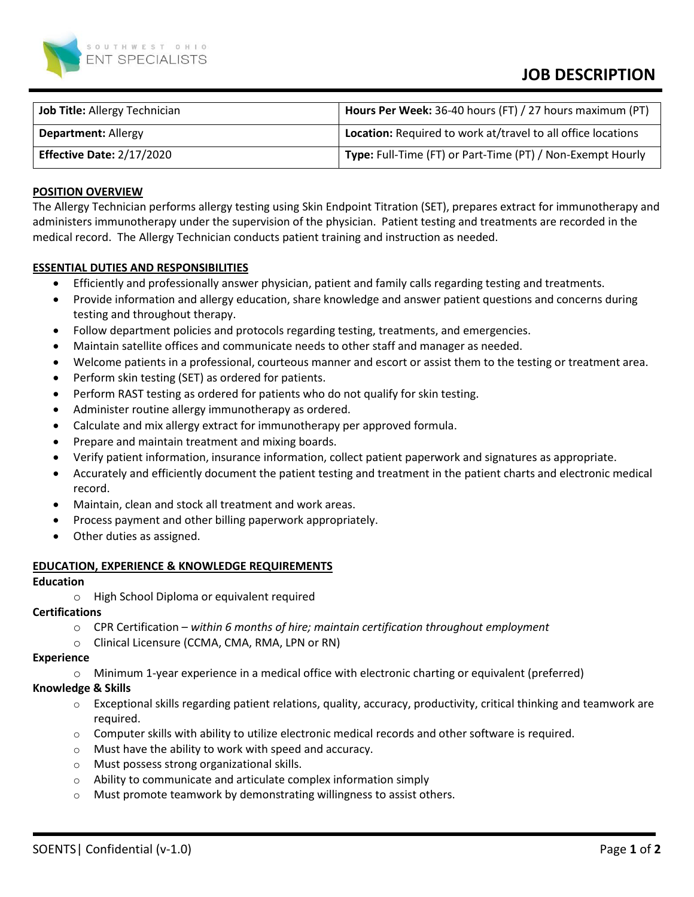SOUTHWEST OHIO ENT SPECIALISTS

# JOB DESCRIPTION

| **Job Title:** Allergy Technician | **Hours Per Week:** 36-40 hours (FT) / 27 hours maximum (PT) |
|---|---|
| **Department:** Allergy | **Location:** Required to work at/travel to all office locations |
| **Effective Date:** 2/17/2020 | **Type:** Full-Time (FT) or Part-Time (PT) / Non-Exempt Hourly |

## POSITION OVERVIEW

The Allergy Technician performs allergy testing using Skin Endpoint Titration (SET), prepares extract for immunotherapy and administers immunotherapy under the supervision of the physician. Patient testing and treatments are recorded in the medical record. The Allergy Technician conducts patient training and instruction as needed.

## ESSENTIAL DUTIES AND RESPONSIBILITIES

- Efficiently and professionally answer physician, patient and family calls regarding testing and treatments.
- Provide information and allergy education, share knowledge and answer patient questions and concerns during testing and throughout therapy.
- Follow department policies and protocols regarding testing, treatments, and emergencies.
- Maintain satellite offices and communicate needs to other staff and manager as needed.
- Welcome patients in a professional, courteous manner and escort or assist them to the testing or treatment area.
- Perform skin testing (SET) as ordered for patients.
- Perform RAST testing as ordered for patients who do not qualify for skin testing.
- Administer routine allergy immunotherapy as ordered.
- Calculate and mix allergy extract for immunotherapy per approved formula.
- Prepare and maintain treatment and mixing boards.
- Verify patient information, insurance information, collect patient paperwork and signatures as appropriate.
- Accurately and efficiently document the patient testing and treatment in the patient charts and electronic medical record.
- Maintain, clean and stock all treatment and work areas.
- Process payment and other billing paperwork appropriately.
- Other duties as assigned.

## EDUCATION, EXPERIENCE & KNOWLEDGE REQUIREMENTS

**Education**

- High School Diploma or equivalent required

**Certifications**

- CPR Certification – *within 6 months of hire; maintain certification throughout employment*
- Clinical Licensure (CCMA, CMA, RMA, LPN or RN)

**Experience**

- Minimum 1-year experience in a medical office with electronic charting or equivalent (preferred)

**Knowledge & Skills**

- Exceptional skills regarding patient relations, quality, accuracy, productivity, critical thinking and teamwork are required.
- Computer skills with ability to utilize electronic medical records and other software is required.
- Must have the ability to work with speed and accuracy.
- Must possess strong organizational skills.
- Ability to communicate and articulate complex information simply
- Must promote teamwork by demonstrating willingness to assist others.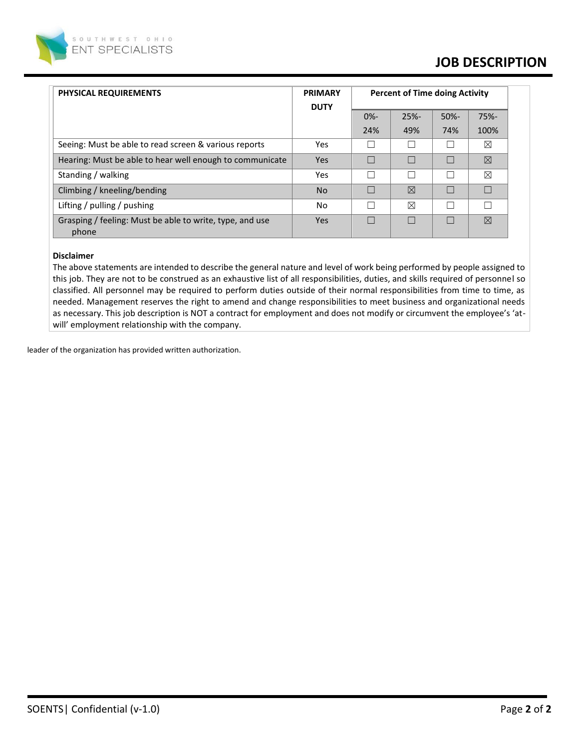# JOB DESCRIPTION

| PHYSICAL REQUIREMENTS | PRIMARY DUTY | Percent of Time doing Activity | | | |
|---|---|---|---|---|---|
| | | 0%-24% | 25%-49% | 50%-74% | 75%-100% |
| Seeing: Must be able to read screen & various reports | Yes | ☐ | ☐ | ☐ | ☒ |
| Hearing: Must be able to hear well enough to communicate | Yes | ☐ | ☐ | ☐ | ☒ |
| Standing / walking | Yes | ☐ | ☐ | ☐ | ☒ |
| Climbing / kneeling/bending | No | ☐ | ☒ | ☐ | ☐ |
| Lifting / pulling / pushing | No | ☐ | ☒ | ☐ | ☐ |
| Grasping / feeling: Must be able to write, type, and use phone | Yes | ☐ | ☐ | ☐ | ☒ |

**Disclaimer**

The above statements are intended to describe the general nature and level of work being performed by people assigned to this job. They are not to be construed as an exhaustive list of all responsibilities, duties, and skills required of personnel so classified. All personnel may be required to perform duties outside of their normal responsibilities from time to time, as needed. Management reserves the right to amend and change responsibilities to meet business and organizational needs as necessary. This job description is NOT a contract for employment and does not modify or circumvent the employee's 'at-will' employment relationship with the company.

leader of the organization has provided written authorization.